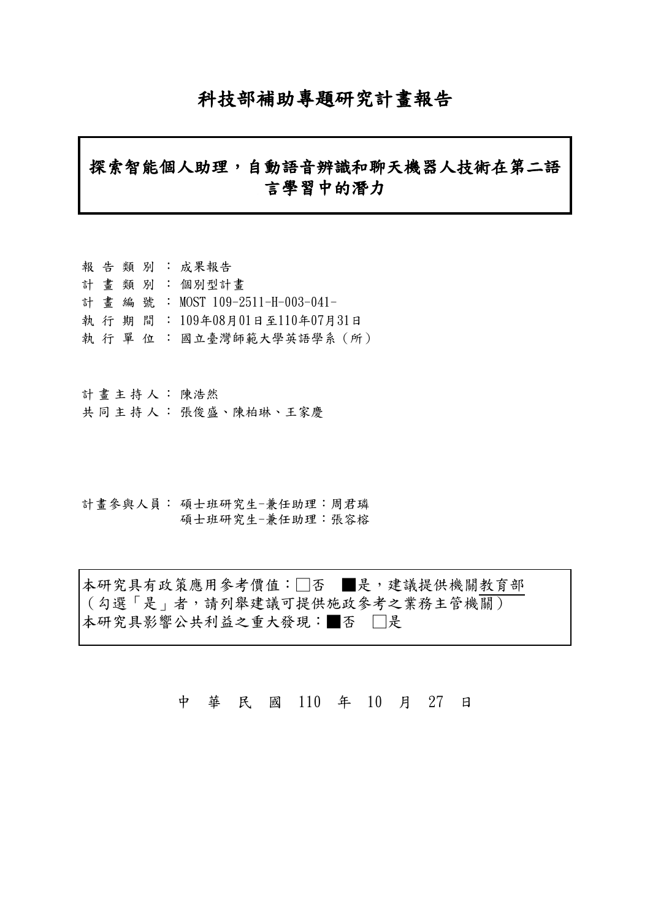# 科技部補助專題研究計畫報告

## 探索智能個人助理，自動語音辨識和聊天機器人技術在第二語言學習中的潛力

報 告 類 別 ： 成果報告
計 畫 類 別 ： 個別型計畫
計 畫 編 號 ： MOST 109-2511-H-003-041-
執 行 期 間 ： 109年08月01日至110年07月31日
執 行 單 位 ： 國立臺灣師範大學英語學系（所）

計 畫 主 持 人 ： 陳浩然
共 同 主 持 人 ： 張俊盛、陳柏琳、王家慶

計畫參與人員： 碩士班研究生-兼任助理：周君璘
碩士班研究生-兼任助理：張容榕

本研究具有政策應用參考價值：□否 ■是，建議提供機關教育部
（勾選「是」者，請列舉建議可提供施政參考之業務主管機關）
本研究具影響公共利益之重大發現：■否 □是

中 華 民 國 110 年 10 月 27 日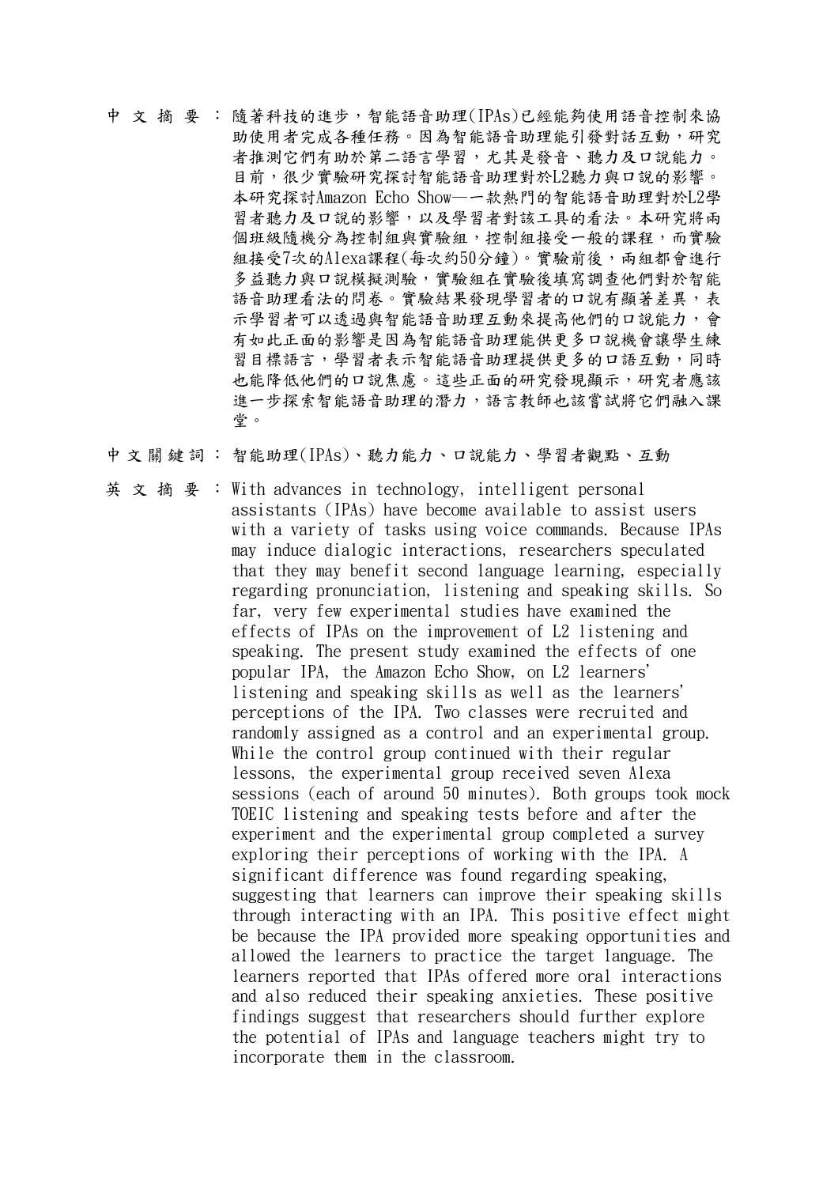中 文 摘 要 ： 隨著科技的進步，智能語音助理(IPAs)已經能夠使用語音控制來協助使用者完成各種任務。因為智能語音助理能引發對話互動，研究者推測它們有助於第二語言學習，尤其是發音、聽力及口說能力。目前，很少實驗研究探討智能語音助理對於L2聽力與口說的影響。本研究探討Amazon Echo Show—一款熱門的智能語音助理對於L2學習者聽力及口說的影響，以及學習者對該工具的看法。本研究將兩個班級隨機分為控制組與實驗組，控制組接受一般的課程，而實驗組接受7次的Alexa課程(每次約50分鐘)。實驗前後，兩組都會進行多益聽力與口說模擬測驗，實驗組在實驗後填寫調查他們對於智能語音助理看法的問卷。實驗結果發現學習者的口說有顯著差異，表示學習者可以透過與智能語音助理互動來提高他們的口說能力，會有如此正面的影響是因為智能語音助理能供更多口說機會讓學生練習目標語言，學習者表示智能語音助理提供更多的口語互動，同時也能降低他們的口說焦慮。這些正面的研究發現顯示，研究者應該進一步探索智能語音助理的潛力，語言教師也該嘗試將它們融入課堂。

中 文 關 鍵 詞 ： 智能助理(IPAs)、聽力能力、口說能力、學習者觀點、互動

英 文 摘 要 ： With advances in technology, intelligent personal assistants (IPAs) have become available to assist users with a variety of tasks using voice commands. Because IPAs may induce dialogic interactions, researchers speculated that they may benefit second language learning, especially regarding pronunciation, listening and speaking skills. So far, very few experimental studies have examined the effects of IPAs on the improvement of L2 listening and speaking. The present study examined the effects of one popular IPA, the Amazon Echo Show, on L2 learners' listening and speaking skills as well as the learners' perceptions of the IPA. Two classes were recruited and randomly assigned as a control and an experimental group. While the control group continued with their regular lessons, the experimental group received seven Alexa sessions (each of around 50 minutes). Both groups took mock TOEIC listening and speaking tests before and after the experiment and the experimental group completed a survey exploring their perceptions of working with the IPA. A significant difference was found regarding speaking, suggesting that learners can improve their speaking skills through interacting with an IPA. This positive effect might be because the IPA provided more speaking opportunities and allowed the learners to practice the target language. The learners reported that IPAs offered more oral interactions and also reduced their speaking anxieties. These positive findings suggest that researchers should further explore the potential of IPAs and language teachers might try to incorporate them in the classroom.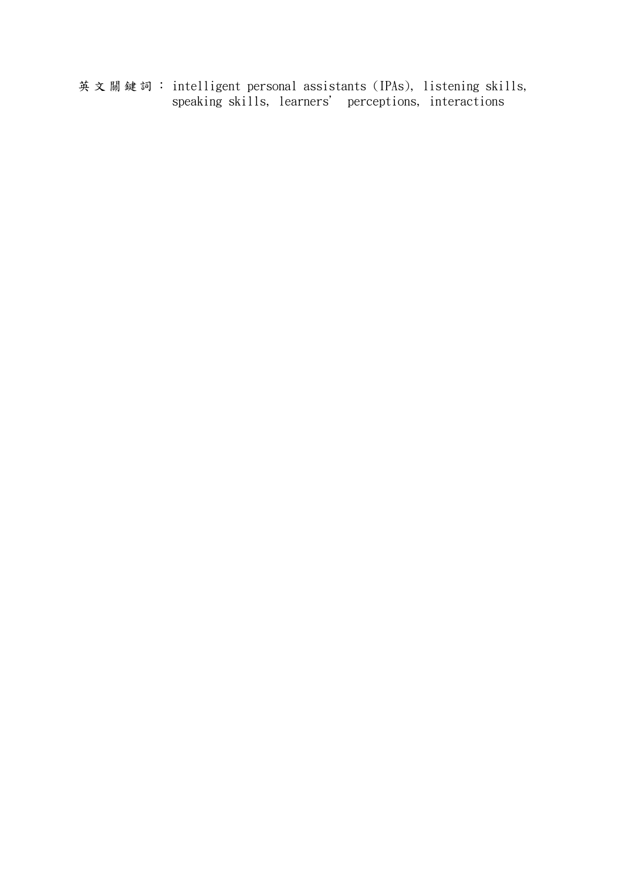英文關鍵詞： intelligent personal assistants (IPAs), listening skills, speaking skills, learners' perceptions, interactions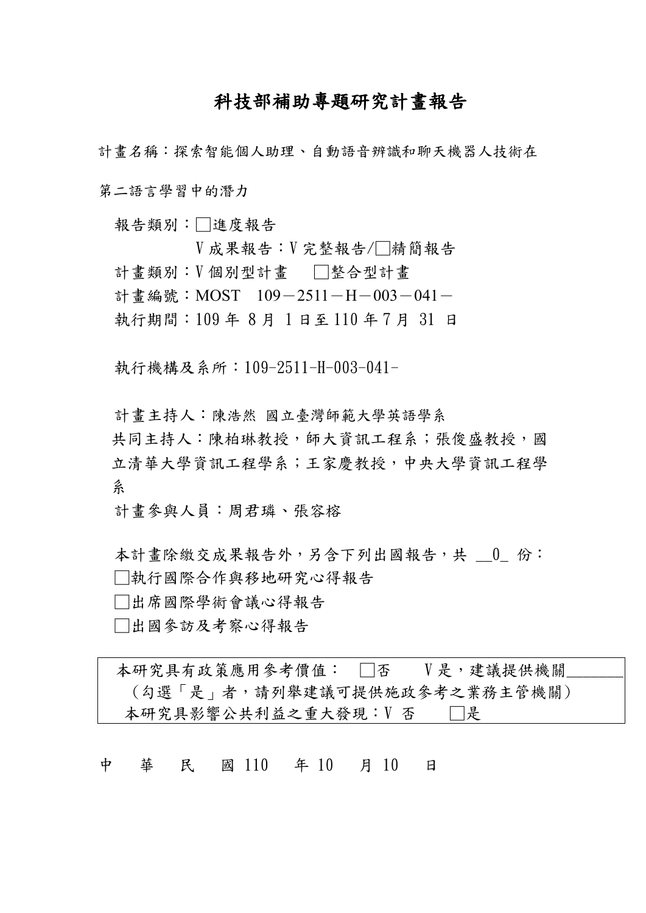# 科技部補助專題研究計畫報告

計畫名稱：探索智能個人助理、自動語音辨識和聊天機器人技術在第二語言學習中的潛力

報告類別：□進度報告
　　　　　V 成果報告：V 完整報告/□精簡報告

計畫類別：V 個別型計畫　□整合型計畫

計畫編號：MOST 109－2511－H－003－041－

執行期間：109 年 8 月 1 日至 110 年 7 月 31 日

執行機構及系所：109-2511-H-003-041-

計畫主持人：陳浩然 國立臺灣師範大學英語學系

共同主持人：陳柏琳教授，師大資訊工程系；張俊盛教授，國立清華大學資訊工程學系；王家慶教授，中央大學資訊工程學系

計畫參與人員：周君璘、張容榕

本計畫除繳交成果報告外，另含下列出國報告，共 __0_ 份：

□執行國際合作與移地研究心得報告

□出席國際學術會議心得報告

□出國參訪及考察心得報告

| 本研究具有政策應用參考價值：　□否　　V 是，建議提供機關_______<br>（勾選「是」者，請列舉建議可提供施政參考之業務主管機關）<br>本研究具影響公共利益之重大發現：V 否　　□是 |
|---|

中　華　民　國 110　年 10　月 10　日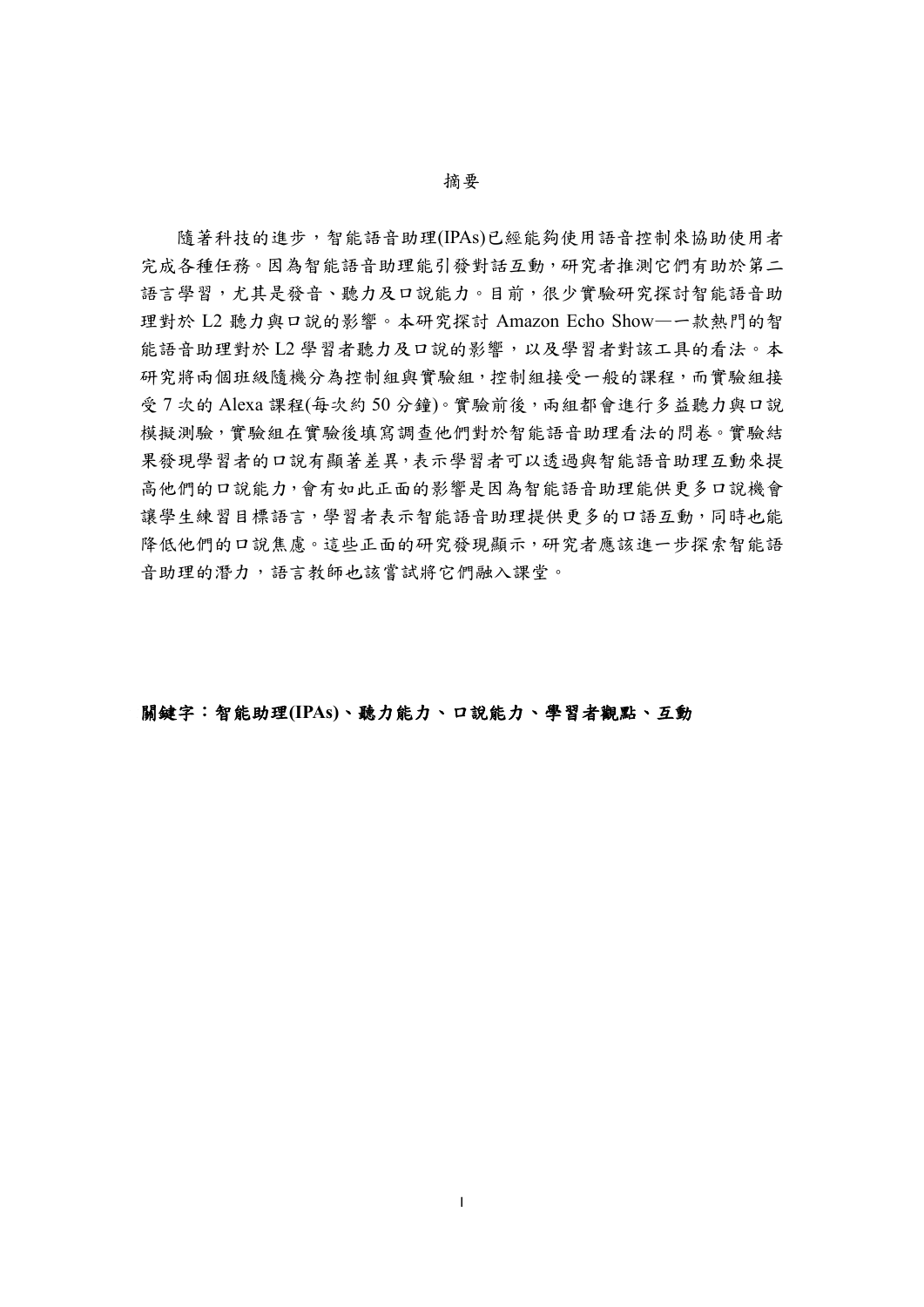# 摘要

隨著科技的進步，智能語音助理(IPAs)已經能夠使用語音控制來協助使用者完成各種任務。因為智能語音助理能引發對話互動，研究者推測它們有助於第二語言學習，尤其是發音、聽力及口說能力。目前，很少實驗研究探討智能語音助理對於 L2 聽力與口說的影響。本研究探討 Amazon Echo Show—一款熱門的智能語音助理對於 L2 學習者聽力及口說的影響，以及學習者對該工具的看法。本研究將兩個班級隨機分為控制組與實驗組，控制組接受一般的課程，而實驗組接受 7 次的 Alexa 課程(每次約 50 分鐘)。實驗前後，兩組都會進行多益聽力與口說模擬測驗，實驗組在實驗後填寫調查他們對於智能語音助理看法的問卷。實驗結果發現學習者的口說有顯著差異，表示學習者可以透過與智能語音助理互動來提高他們的口說能力，會有如此正面的影響是因為智能語音助理能供更多口說機會讓學生練習目標語言，學習者表示智能語音助理提供更多的口語互動，同時也能降低他們的口說焦慮。這些正面的研究發現顯示，研究者應該進一步探索智能語音助理的潛力，語言教師也該嘗試將它們融入課堂。

**關鍵字：智能助理(IPAs)、聽力能力、口說能力、學習者觀點、互動**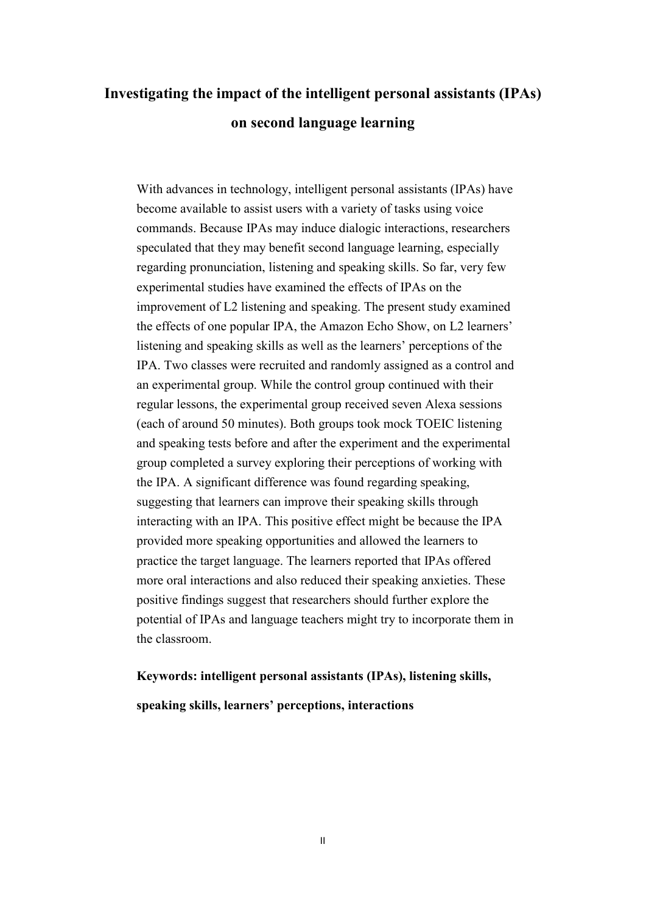# Investigating the impact of the intelligent personal assistants (IPAs) on second language learning

With advances in technology, intelligent personal assistants (IPAs) have become available to assist users with a variety of tasks using voice commands. Because IPAs may induce dialogic interactions, researchers speculated that they may benefit second language learning, especially regarding pronunciation, listening and speaking skills. So far, very few experimental studies have examined the effects of IPAs on the improvement of L2 listening and speaking. The present study examined the effects of one popular IPA, the Amazon Echo Show, on L2 learners' listening and speaking skills as well as the learners' perceptions of the IPA. Two classes were recruited and randomly assigned as a control and an experimental group. While the control group continued with their regular lessons, the experimental group received seven Alexa sessions (each of around 50 minutes). Both groups took mock TOEIC listening and speaking tests before and after the experiment and the experimental group completed a survey exploring their perceptions of working with the IPA. A significant difference was found regarding speaking, suggesting that learners can improve their speaking skills through interacting with an IPA. This positive effect might be because the IPA provided more speaking opportunities and allowed the learners to practice the target language. The learners reported that IPAs offered more oral interactions and also reduced their speaking anxieties. These positive findings suggest that researchers should further explore the potential of IPAs and language teachers might try to incorporate them in the classroom.

**Keywords: intelligent personal assistants (IPAs), listening skills, speaking skills, learners' perceptions, interactions**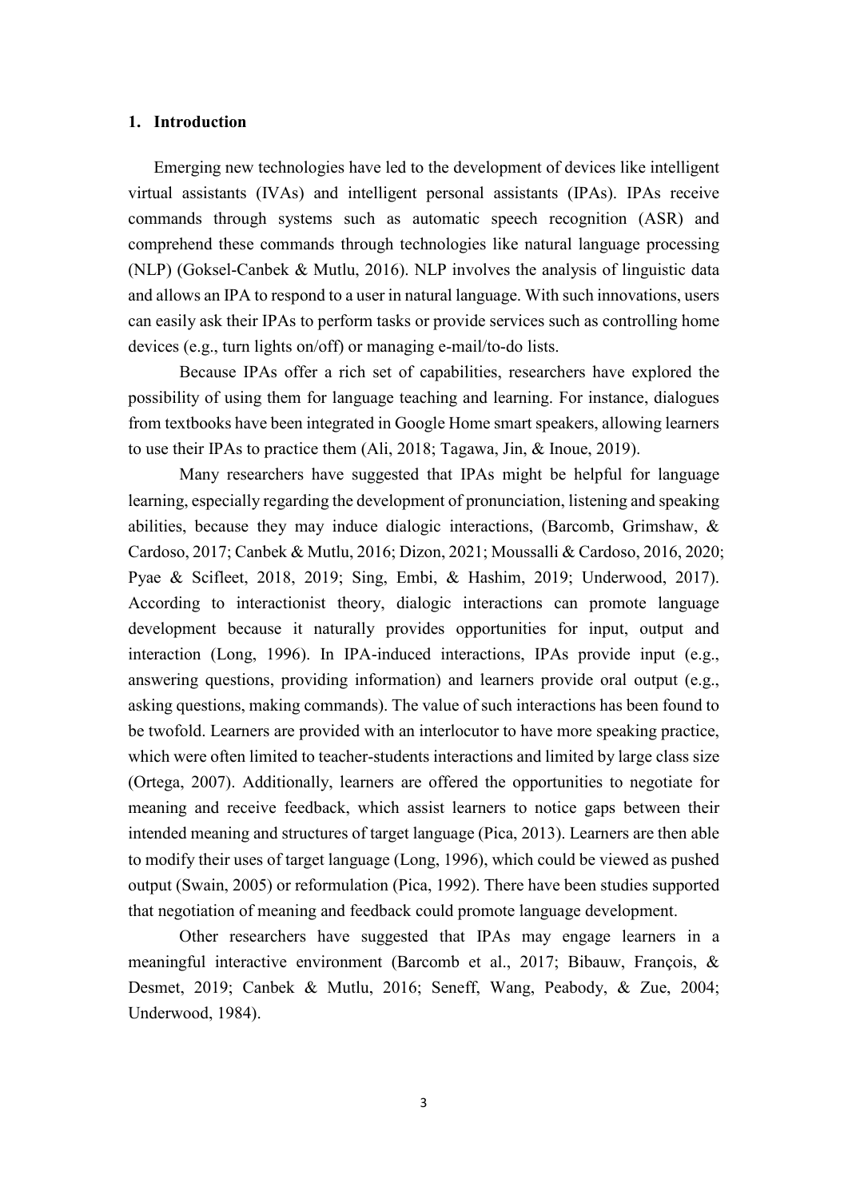## 1. Introduction

Emerging new technologies have led to the development of devices like intelligent virtual assistants (IVAs) and intelligent personal assistants (IPAs). IPAs receive commands through systems such as automatic speech recognition (ASR) and comprehend these commands through technologies like natural language processing (NLP) (Goksel-Canbek & Mutlu, 2016). NLP involves the analysis of linguistic data and allows an IPA to respond to a user in natural language. With such innovations, users can easily ask their IPAs to perform tasks or provide services such as controlling home devices (e.g., turn lights on/off) or managing e-mail/to-do lists.

Because IPAs offer a rich set of capabilities, researchers have explored the possibility of using them for language teaching and learning. For instance, dialogues from textbooks have been integrated in Google Home smart speakers, allowing learners to use their IPAs to practice them (Ali, 2018; Tagawa, Jin, & Inoue, 2019).

Many researchers have suggested that IPAs might be helpful for language learning, especially regarding the development of pronunciation, listening and speaking abilities, because they may induce dialogic interactions, (Barcomb, Grimshaw, & Cardoso, 2017; Canbek & Mutlu, 2016; Dizon, 2021; Moussalli & Cardoso, 2016, 2020; Pyae & Scifleet, 2018, 2019; Sing, Embi, & Hashim, 2019; Underwood, 2017). According to interactionist theory, dialogic interactions can promote language development because it naturally provides opportunities for input, output and interaction (Long, 1996). In IPA-induced interactions, IPAs provide input (e.g., answering questions, providing information) and learners provide oral output (e.g., asking questions, making commands). The value of such interactions has been found to be twofold. Learners are provided with an interlocutor to have more speaking practice, which were often limited to teacher-students interactions and limited by large class size (Ortega, 2007). Additionally, learners are offered the opportunities to negotiate for meaning and receive feedback, which assist learners to notice gaps between their intended meaning and structures of target language (Pica, 2013). Learners are then able to modify their uses of target language (Long, 1996), which could be viewed as pushed output (Swain, 2005) or reformulation (Pica, 1992). There have been studies supported that negotiation of meaning and feedback could promote language development.

Other researchers have suggested that IPAs may engage learners in a meaningful interactive environment (Barcomb et al., 2017; Bibauw, François, & Desmet, 2019; Canbek & Mutlu, 2016; Seneff, Wang, Peabody, & Zue, 2004; Underwood, 1984).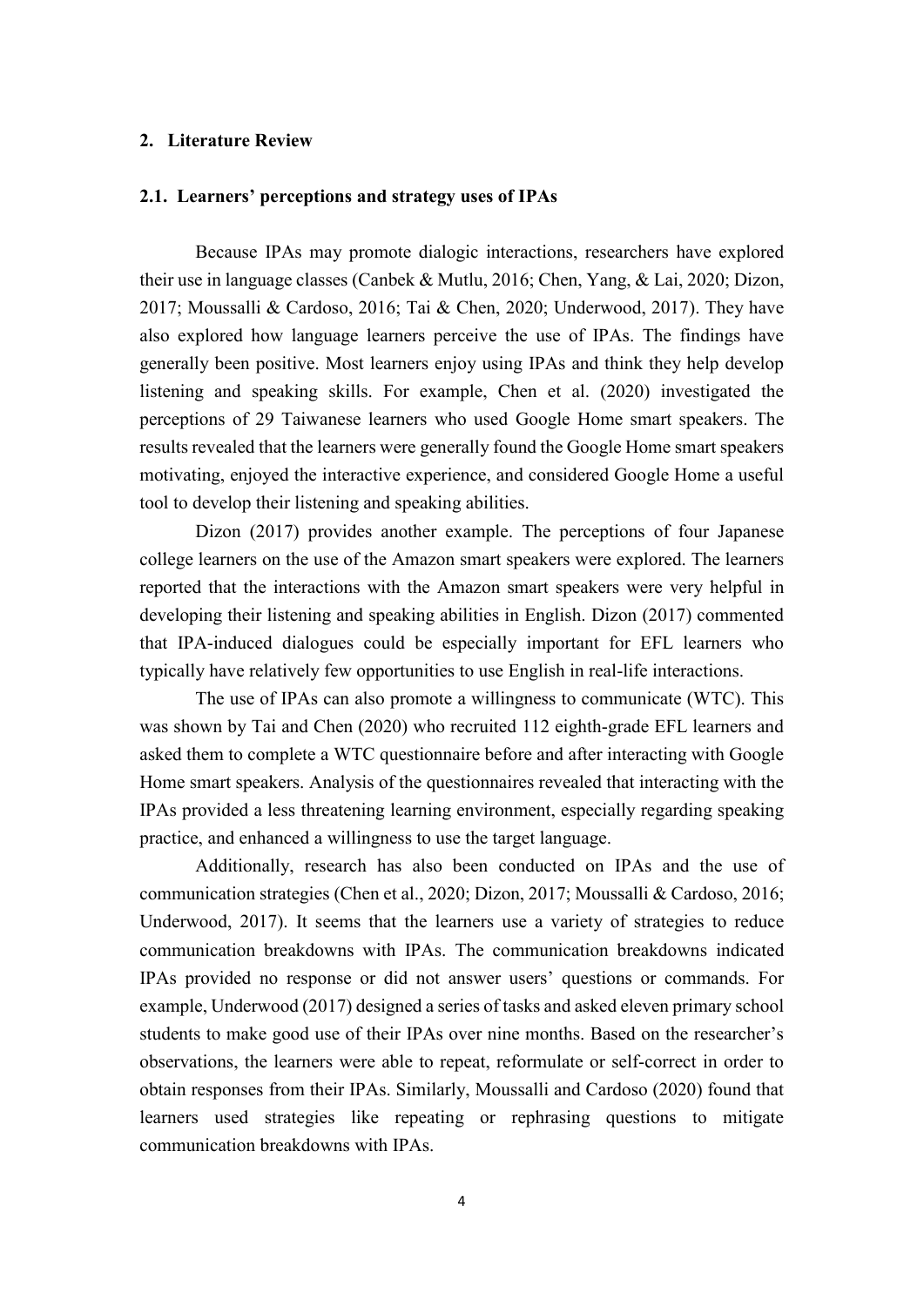## 2. Literature Review

### 2.1. Learners' perceptions and strategy uses of IPAs

Because IPAs may promote dialogic interactions, researchers have explored their use in language classes (Canbek & Mutlu, 2016; Chen, Yang, & Lai, 2020; Dizon, 2017; Moussalli & Cardoso, 2016; Tai & Chen, 2020; Underwood, 2017). They have also explored how language learners perceive the use of IPAs. The findings have generally been positive. Most learners enjoy using IPAs and think they help develop listening and speaking skills. For example, Chen et al. (2020) investigated the perceptions of 29 Taiwanese learners who used Google Home smart speakers. The results revealed that the learners were generally found the Google Home smart speakers motivating, enjoyed the interactive experience, and considered Google Home a useful tool to develop their listening and speaking abilities.

Dizon (2017) provides another example. The perceptions of four Japanese college learners on the use of the Amazon smart speakers were explored. The learners reported that the interactions with the Amazon smart speakers were very helpful in developing their listening and speaking abilities in English. Dizon (2017) commented that IPA-induced dialogues could be especially important for EFL learners who typically have relatively few opportunities to use English in real-life interactions.

The use of IPAs can also promote a willingness to communicate (WTC). This was shown by Tai and Chen (2020) who recruited 112 eighth-grade EFL learners and asked them to complete a WTC questionnaire before and after interacting with Google Home smart speakers. Analysis of the questionnaires revealed that interacting with the IPAs provided a less threatening learning environment, especially regarding speaking practice, and enhanced a willingness to use the target language.

Additionally, research has also been conducted on IPAs and the use of communication strategies (Chen et al., 2020; Dizon, 2017; Moussalli & Cardoso, 2016; Underwood, 2017). It seems that the learners use a variety of strategies to reduce communication breakdowns with IPAs. The communication breakdowns indicated IPAs provided no response or did not answer users' questions or commands. For example, Underwood (2017) designed a series of tasks and asked eleven primary school students to make good use of their IPAs over nine months. Based on the researcher's observations, the learners were able to repeat, reformulate or self-correct in order to obtain responses from their IPAs. Similarly, Moussalli and Cardoso (2020) found that learners used strategies like repeating or rephrasing questions to mitigate communication breakdowns with IPAs.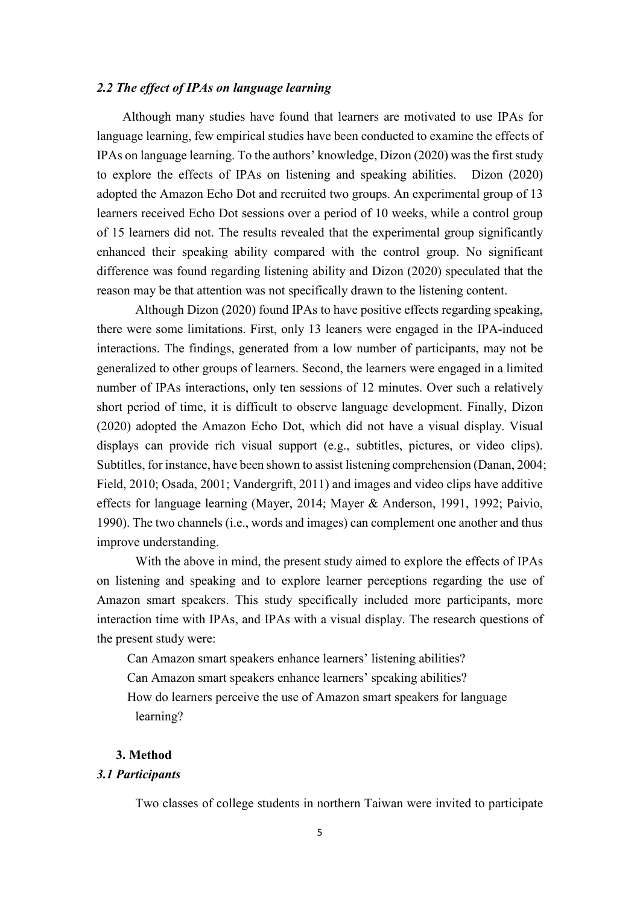### *2.2 The effect of IPAs on language learning*

Although many studies have found that learners are motivated to use IPAs for language learning, few empirical studies have been conducted to examine the effects of IPAs on language learning. To the authors' knowledge, Dizon (2020) was the first study to explore the effects of IPAs on listening and speaking abilities. Dizon (2020) adopted the Amazon Echo Dot and recruited two groups. An experimental group of 13 learners received Echo Dot sessions over a period of 10 weeks, while a control group of 15 learners did not. The results revealed that the experimental group significantly enhanced their speaking ability compared with the control group. No significant difference was found regarding listening ability and Dizon (2020) speculated that the reason may be that attention was not specifically drawn to the listening content.

Although Dizon (2020) found IPAs to have positive effects regarding speaking, there were some limitations. First, only 13 leaners were engaged in the IPA-induced interactions. The findings, generated from a low number of participants, may not be generalized to other groups of learners. Second, the learners were engaged in a limited number of IPAs interactions, only ten sessions of 12 minutes. Over such a relatively short period of time, it is difficult to observe language development. Finally, Dizon (2020) adopted the Amazon Echo Dot, which did not have a visual display. Visual displays can provide rich visual support (e.g., subtitles, pictures, or video clips). Subtitles, for instance, have been shown to assist listening comprehension (Danan, 2004; Field, 2010; Osada, 2001; Vandergrift, 2011) and images and video clips have additive effects for language learning (Mayer, 2014; Mayer & Anderson, 1991, 1992; Paivio, 1990). The two channels (i.e., words and images) can complement one another and thus improve understanding.

With the above in mind, the present study aimed to explore the effects of IPAs on listening and speaking and to explore learner perceptions regarding the use of Amazon smart speakers. This study specifically included more participants, more interaction time with IPAs, and IPAs with a visual display. The research questions of the present study were:

Can Amazon smart speakers enhance learners' listening abilities?
Can Amazon smart speakers enhance learners' speaking abilities?
How do learners perceive the use of Amazon smart speakers for language learning?

## 3. Method

### *3.1 Participants*

Two classes of college students in northern Taiwan were invited to participate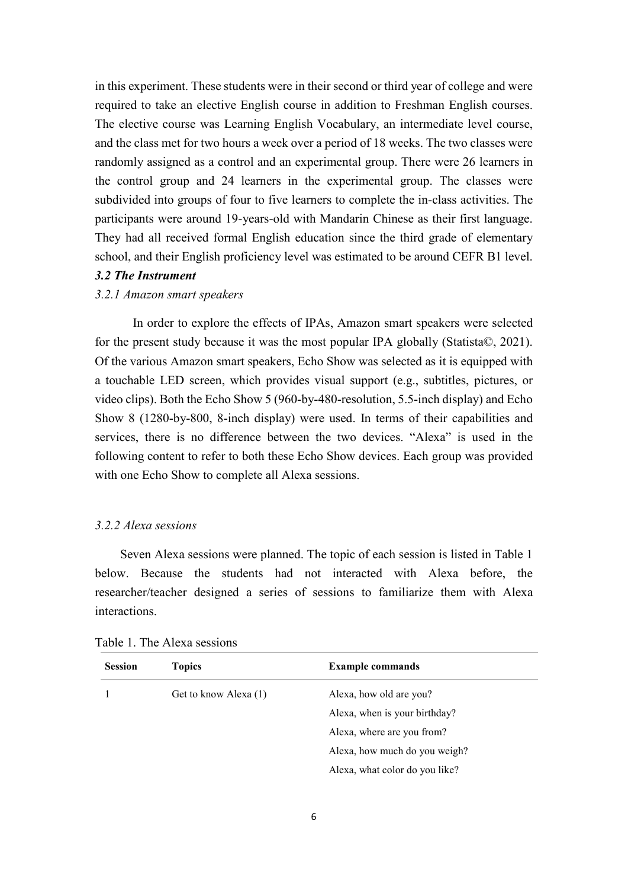in this experiment. These students were in their second or third year of college and were required to take an elective English course in addition to Freshman English courses. The elective course was Learning English Vocabulary, an intermediate level course, and the class met for two hours a week over a period of 18 weeks. The two classes were randomly assigned as a control and an experimental group. There were 26 learners in the control group and 24 learners in the experimental group. The classes were subdivided into groups of four to five learners to complete the in-class activities. The participants were around 19-years-old with Mandarin Chinese as their first language. They had all received formal English education since the third grade of elementary school, and their English proficiency level was estimated to be around CEFR B1 level.

### *3.2 The Instrument*

#### *3.2.1 Amazon smart speakers*

In order to explore the effects of IPAs, Amazon smart speakers were selected for the present study because it was the most popular IPA globally (Statista©, 2021). Of the various Amazon smart speakers, Echo Show was selected as it is equipped with a touchable LED screen, which provides visual support (e.g., subtitles, pictures, or video clips). Both the Echo Show 5 (960-by-480-resolution, 5.5-inch display) and Echo Show 8 (1280-by-800, 8-inch display) were used. In terms of their capabilities and services, there is no difference between the two devices. "Alexa" is used in the following content to refer to both these Echo Show devices. Each group was provided with one Echo Show to complete all Alexa sessions.

#### *3.2.2 Alexa sessions*

Seven Alexa sessions were planned. The topic of each session is listed in Table 1 below. Because the students had not interacted with Alexa before, the researcher/teacher designed a series of sessions to familiarize them with Alexa interactions.

Table 1. The Alexa sessions

| **Session** | **Topics** | **Example commands** |
|---|---|---|
| 1 | Get to know Alexa (1) | Alexa, how old are you? |
| | | Alexa, when is your birthday? |
| | | Alexa, where are you from? |
| | | Alexa, how much do you weigh? |
| | | Alexa, what color do you like? |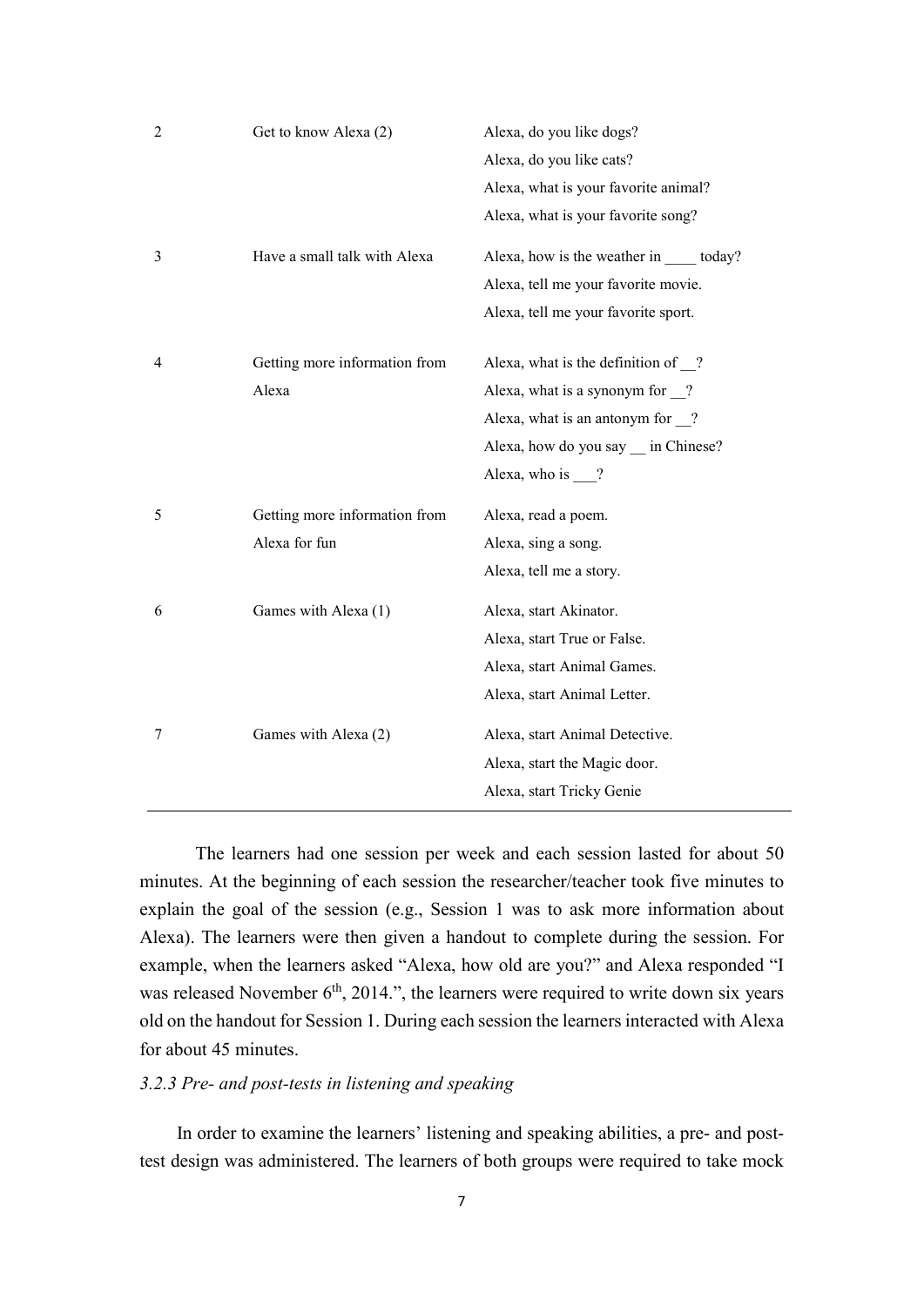| | | |
|---|---|---|
| 2 | Get to know Alexa (2) | Alexa, do you like dogs?<br>Alexa, do you like cats?<br>Alexa, what is your favorite animal?<br>Alexa, what is your favorite song? |
| 3 | Have a small talk with Alexa | Alexa, how is the weather in ____ today?<br>Alexa, tell me your favorite movie.<br>Alexa, tell me your favorite sport. |
| 4 | Getting more information from Alexa | Alexa, what is the definition of __?<br>Alexa, what is a synonym for __?<br>Alexa, what is an antonym for __?<br>Alexa, how do you say __ in Chinese?<br>Alexa, who is ___? |
| 5 | Getting more information from Alexa for fun | Alexa, read a poem.<br>Alexa, sing a song.<br>Alexa, tell me a story. |
| 6 | Games with Alexa (1) | Alexa, start Akinator.<br>Alexa, start True or False.<br>Alexa, start Animal Games.<br>Alexa, start Animal Letter. |
| 7 | Games with Alexa (2) | Alexa, start Animal Detective.<br>Alexa, start the Magic door.<br>Alexa, start Tricky Genie |

The learners had one session per week and each session lasted for about 50 minutes. At the beginning of each session the researcher/teacher took five minutes to explain the goal of the session (e.g., Session 1 was to ask more information about Alexa). The learners were then given a handout to complete during the session. For example, when the learners asked "Alexa, how old are you?" and Alexa responded "I was released November 6th, 2014.", the learners were required to write down six years old on the handout for Session 1. During each session the learners interacted with Alexa for about 45 minutes.

### *3.2.3 Pre- and post-tests in listening and speaking*

In order to examine the learners' listening and speaking abilities, a pre- and post-test design was administered. The learners of both groups were required to take mock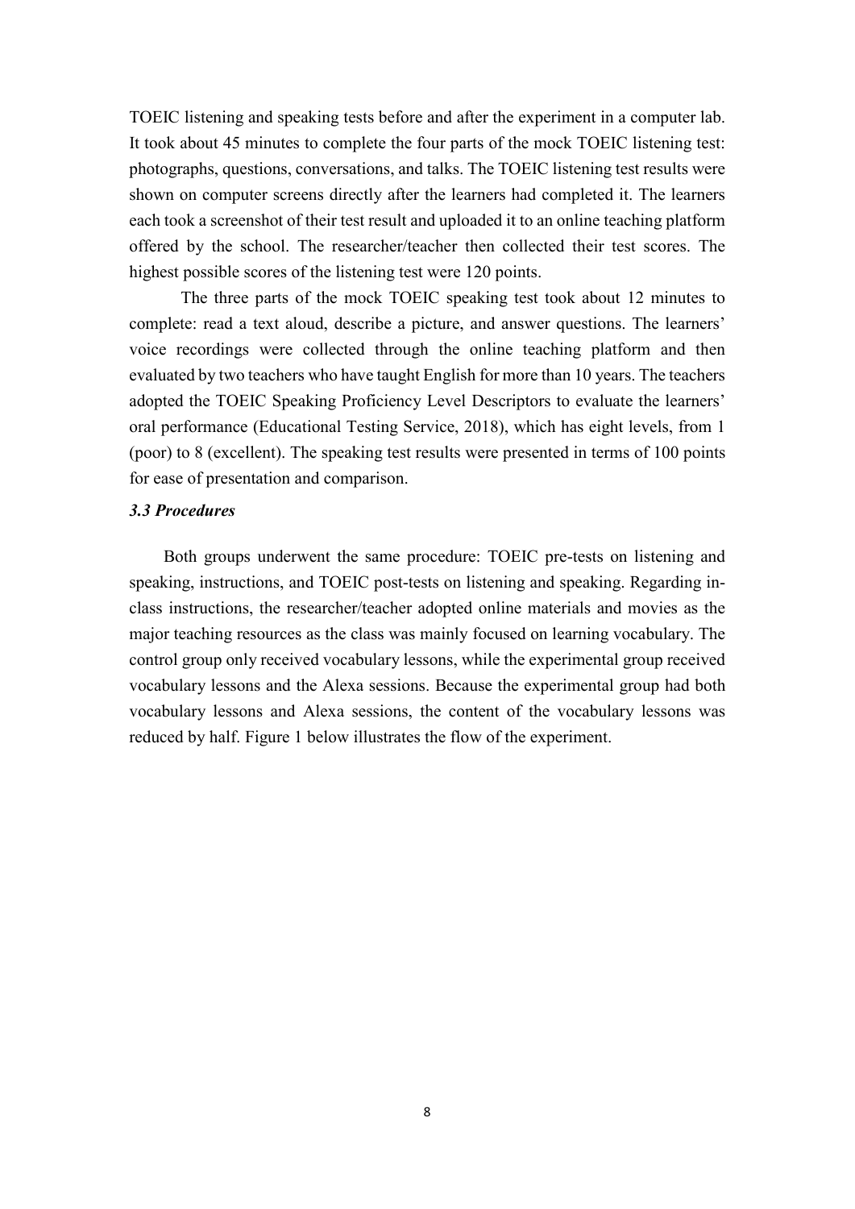TOEIC listening and speaking tests before and after the experiment in a computer lab. It took about 45 minutes to complete the four parts of the mock TOEIC listening test: photographs, questions, conversations, and talks. The TOEIC listening test results were shown on computer screens directly after the learners had completed it. The learners each took a screenshot of their test result and uploaded it to an online teaching platform offered by the school. The researcher/teacher then collected their test scores. The highest possible scores of the listening test were 120 points.

The three parts of the mock TOEIC speaking test took about 12 minutes to complete: read a text aloud, describe a picture, and answer questions. The learners' voice recordings were collected through the online teaching platform and then evaluated by two teachers who have taught English for more than 10 years. The teachers adopted the TOEIC Speaking Proficiency Level Descriptors to evaluate the learners' oral performance (Educational Testing Service, 2018), which has eight levels, from 1 (poor) to 8 (excellent). The speaking test results were presented in terms of 100 points for ease of presentation and comparison.

### *3.3 Procedures*

Both groups underwent the same procedure: TOEIC pre-tests on listening and speaking, instructions, and TOEIC post-tests on listening and speaking. Regarding in-class instructions, the researcher/teacher adopted online materials and movies as the major teaching resources as the class was mainly focused on learning vocabulary. The control group only received vocabulary lessons, while the experimental group received vocabulary lessons and the Alexa sessions. Because the experimental group had both vocabulary lessons and Alexa sessions, the content of the vocabulary lessons was reduced by half. Figure 1 below illustrates the flow of the experiment.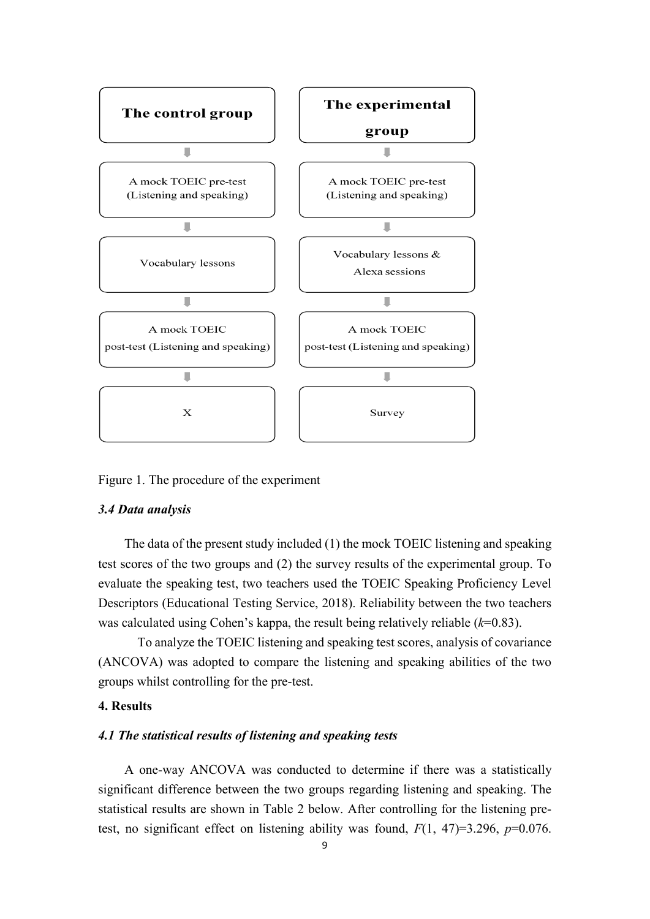| The control group | The experimental group |
| --- | --- |
| A mock TOEIC pre-test (Listening and speaking) | A mock TOEIC pre-test (Listening and speaking) |
| Vocabulary lessons | Vocabulary lessons & Alexa sessions |
| A mock TOEIC post-test (Listening and speaking) | A mock TOEIC post-test (Listening and speaking) |
| X | Survey |

Figure 1. The procedure of the experiment

### *3.4 Data analysis*

The data of the present study included (1) the mock TOEIC listening and speaking test scores of the two groups and (2) the survey results of the experimental group. To evaluate the speaking test, two teachers used the TOEIC Speaking Proficiency Level Descriptors (Educational Testing Service, 2018). Reliability between the two teachers was calculated using Cohen's kappa, the result being relatively reliable ($k$=0.83).

To analyze the TOEIC listening and speaking test scores, analysis of covariance (ANCOVA) was adopted to compare the listening and speaking abilities of the two groups whilst controlling for the pre-test.

## 4. Results

### *4.1 The statistical results of listening and speaking tests*

A one-way ANCOVA was conducted to determine if there was a statistically significant difference between the two groups regarding listening and speaking. The statistical results are shown in Table 2 below. After controlling for the listening pre-test, no significant effect on listening ability was found, $F(1, 47)=3.296$, $p=0.076$.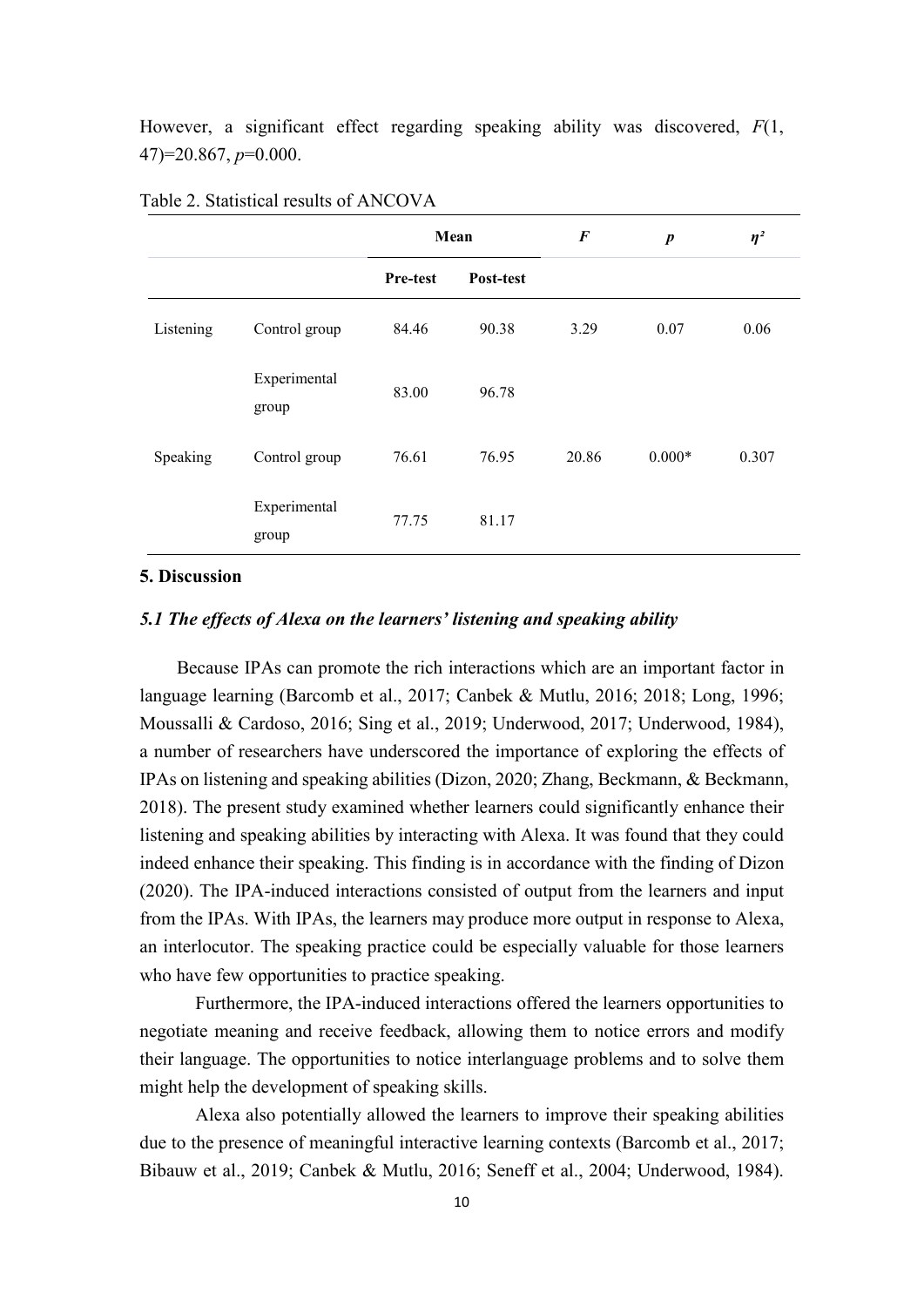However, a significant effect regarding speaking ability was discovered, $F(1, 47)=20.867$, $p=0.000$.

Table 2. Statistical results of ANCOVA

| | | Mean | | $F$ | $p$ | $\eta^2$ |
|---|---|---|---|---|---|---|
| | | **Pre-test** | **Post-test** | | | |
| Listening | Control group | 84.46 | 90.38 | 3.29 | 0.07 | 0.06 |
| | Experimental group | 83.00 | 96.78 | | | |
| Speaking | Control group | 76.61 | 76.95 | 20.86 | 0.000* | 0.307 |
| | Experimental group | 77.75 | 81.17 | | | |

## 5. Discussion

### *5.1 The effects of Alexa on the learners' listening and speaking ability*

Because IPAs can promote the rich interactions which are an important factor in language learning (Barcomb et al., 2017; Canbek & Mutlu, 2016; 2018; Long, 1996; Moussalli & Cardoso, 2016; Sing et al., 2019; Underwood, 2017; Underwood, 1984), a number of researchers have underscored the importance of exploring the effects of IPAs on listening and speaking abilities (Dizon, 2020; Zhang, Beckmann, & Beckmann, 2018). The present study examined whether learners could significantly enhance their listening and speaking abilities by interacting with Alexa. It was found that they could indeed enhance their speaking. This finding is in accordance with the finding of Dizon (2020). The IPA-induced interactions consisted of output from the learners and input from the IPAs. With IPAs, the learners may produce more output in response to Alexa, an interlocutor. The speaking practice could be especially valuable for those learners who have few opportunities to practice speaking.

Furthermore, the IPA-induced interactions offered the learners opportunities to negotiate meaning and receive feedback, allowing them to notice errors and modify their language. The opportunities to notice interlanguage problems and to solve them might help the development of speaking skills.

Alexa also potentially allowed the learners to improve their speaking abilities due to the presence of meaningful interactive learning contexts (Barcomb et al., 2017; Bibauw et al., 2019; Canbek & Mutlu, 2016; Seneff et al., 2004; Underwood, 1984).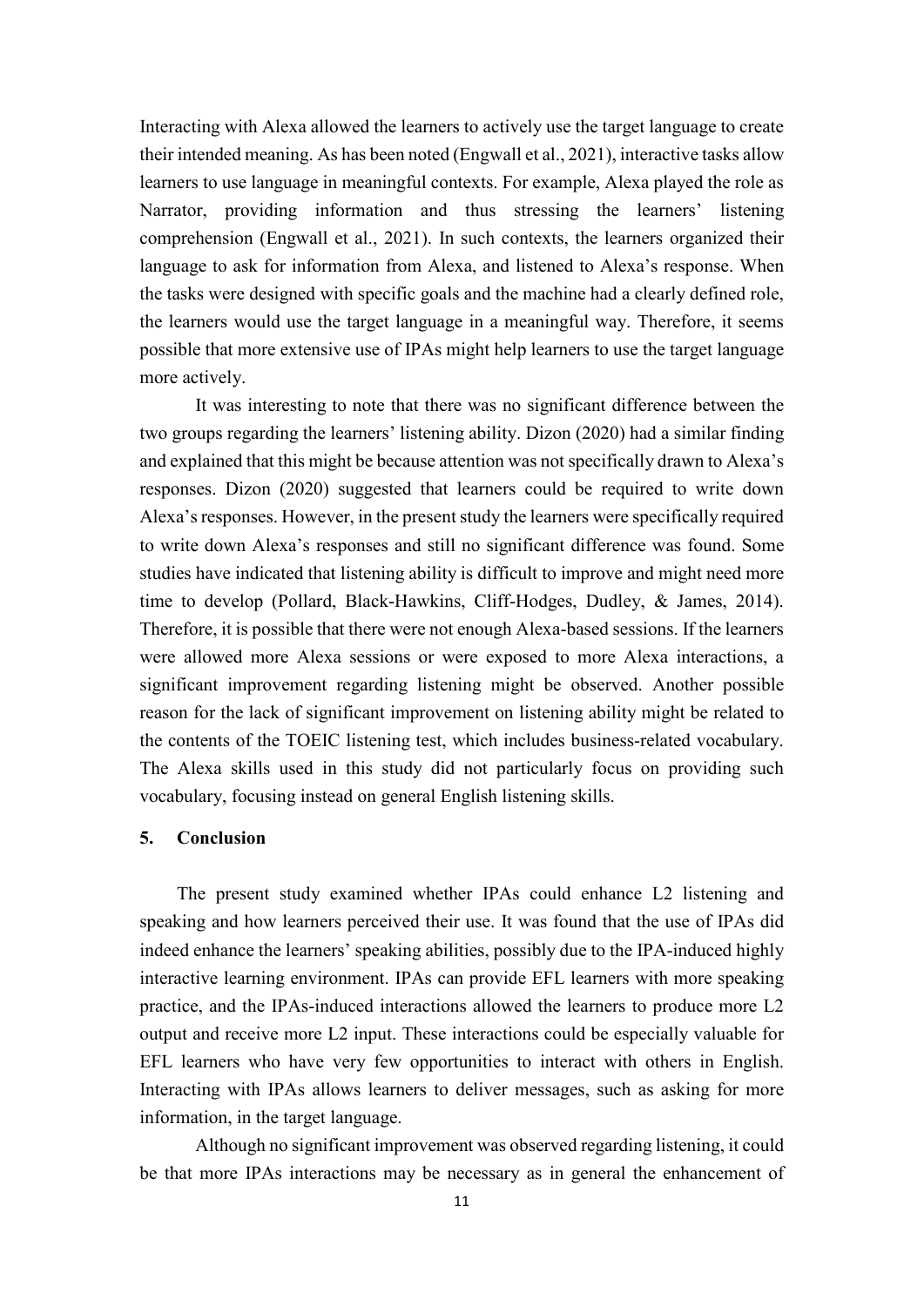Interacting with Alexa allowed the learners to actively use the target language to create their intended meaning. As has been noted (Engwall et al., 2021), interactive tasks allow learners to use language in meaningful contexts. For example, Alexa played the role as Narrator, providing information and thus stressing the learners' listening comprehension (Engwall et al., 2021). In such contexts, the learners organized their language to ask for information from Alexa, and listened to Alexa's response. When the tasks were designed with specific goals and the machine had a clearly defined role, the learners would use the target language in a meaningful way. Therefore, it seems possible that more extensive use of IPAs might help learners to use the target language more actively.

It was interesting to note that there was no significant difference between the two groups regarding the learners' listening ability. Dizon (2020) had a similar finding and explained that this might be because attention was not specifically drawn to Alexa's responses. Dizon (2020) suggested that learners could be required to write down Alexa's responses. However, in the present study the learners were specifically required to write down Alexa's responses and still no significant difference was found. Some studies have indicated that listening ability is difficult to improve and might need more time to develop (Pollard, Black-Hawkins, Cliff-Hodges, Dudley, & James, 2014). Therefore, it is possible that there were not enough Alexa-based sessions. If the learners were allowed more Alexa sessions or were exposed to more Alexa interactions, a significant improvement regarding listening might be observed. Another possible reason for the lack of significant improvement on listening ability might be related to the contents of the TOEIC listening test, which includes business-related vocabulary. The Alexa skills used in this study did not particularly focus on providing such vocabulary, focusing instead on general English listening skills.

## 5. Conclusion

The present study examined whether IPAs could enhance L2 listening and speaking and how learners perceived their use. It was found that the use of IPAs did indeed enhance the learners' speaking abilities, possibly due to the IPA-induced highly interactive learning environment. IPAs can provide EFL learners with more speaking practice, and the IPAs-induced interactions allowed the learners to produce more L2 output and receive more L2 input. These interactions could be especially valuable for EFL learners who have very few opportunities to interact with others in English. Interacting with IPAs allows learners to deliver messages, such as asking for more information, in the target language.

Although no significant improvement was observed regarding listening, it could be that more IPAs interactions may be necessary as in general the enhancement of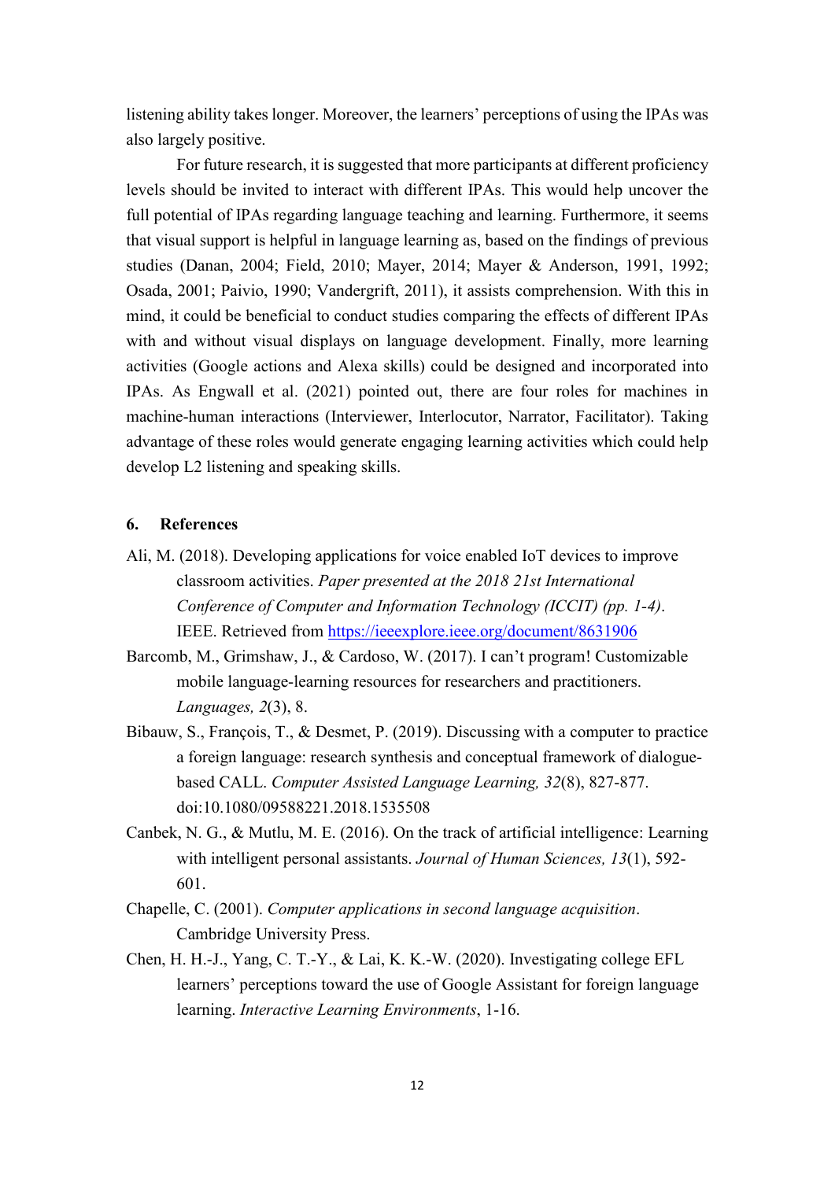listening ability takes longer. Moreover, the learners' perceptions of using the IPAs was also largely positive.

For future research, it is suggested that more participants at different proficiency levels should be invited to interact with different IPAs. This would help uncover the full potential of IPAs regarding language teaching and learning. Furthermore, it seems that visual support is helpful in language learning as, based on the findings of previous studies (Danan, 2004; Field, 2010; Mayer, 2014; Mayer & Anderson, 1991, 1992; Osada, 2001; Paivio, 1990; Vandergrift, 2011), it assists comprehension. With this in mind, it could be beneficial to conduct studies comparing the effects of different IPAs with and without visual displays on language development. Finally, more learning activities (Google actions and Alexa skills) could be designed and incorporated into IPAs. As Engwall et al. (2021) pointed out, there are four roles for machines in machine-human interactions (Interviewer, Interlocutor, Narrator, Facilitator). Taking advantage of these roles would generate engaging learning activities which could help develop L2 listening and speaking skills.

## 6. References

Ali, M. (2018). Developing applications for voice enabled IoT devices to improve classroom activities. *Paper presented at the 2018 21st International Conference of Computer and Information Technology (ICCIT) (pp. 1-4)*. IEEE. Retrieved from https://ieeexplore.ieee.org/document/8631906

Barcomb, M., Grimshaw, J., & Cardoso, W. (2017). I can't program! Customizable mobile language-learning resources for researchers and practitioners. *Languages, 2*(3), 8.

Bibauw, S., François, T., & Desmet, P. (2019). Discussing with a computer to practice a foreign language: research synthesis and conceptual framework of dialogue-based CALL. *Computer Assisted Language Learning, 32*(8), 827-877. doi:10.1080/09588221.2018.1535508

Canbek, N. G., & Mutlu, M. E. (2016). On the track of artificial intelligence: Learning with intelligent personal assistants. *Journal of Human Sciences, 13*(1), 592-601.

Chapelle, C. (2001). *Computer applications in second language acquisition*. Cambridge University Press.

Chen, H. H.-J., Yang, C. T.-Y., & Lai, K. K.-W. (2020). Investigating college EFL learners' perceptions toward the use of Google Assistant for foreign language learning. *Interactive Learning Environments*, 1-16.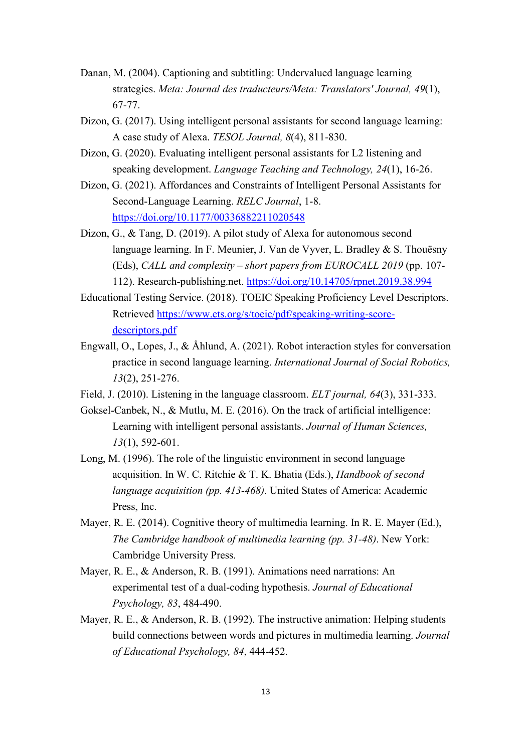Danan, M. (2004). Captioning and subtitling: Undervalued language learning strategies. *Meta: Journal des traducteurs/Meta: Translators' Journal, 49*(1), 67-77.

Dizon, G. (2017). Using intelligent personal assistants for second language learning: A case study of Alexa. *TESOL Journal, 8*(4), 811-830.

Dizon, G. (2020). Evaluating intelligent personal assistants for L2 listening and speaking development. *Language Teaching and Technology, 24*(1), 16-26.

Dizon, G. (2021). Affordances and Constraints of Intelligent Personal Assistants for Second-Language Learning. *RELC Journal*, 1-8. https://doi.org/10.1177/00336882211020548

Dizon, G., & Tang, D. (2019). A pilot study of Alexa for autonomous second language learning. In F. Meunier, J. Van de Vyver, L. Bradley & S. Thouësny (Eds), *CALL and complexity – short papers from EUROCALL 2019* (pp. 107-112). Research-publishing.net. https://doi.org/10.14705/rpnet.2019.38.994

Educational Testing Service. (2018). TOEIC Speaking Proficiency Level Descriptors. Retrieved https://www.ets.org/s/toeic/pdf/speaking-writing-score-descriptors.pdf

Engwall, O., Lopes, J., & Åhlund, A. (2021). Robot interaction styles for conversation practice in second language learning. *International Journal of Social Robotics, 13*(2), 251-276.

Field, J. (2010). Listening in the language classroom. *ELT journal, 64*(3), 331-333.

Goksel-Canbek, N., & Mutlu, M. E. (2016). On the track of artificial intelligence: Learning with intelligent personal assistants. *Journal of Human Sciences, 13*(1), 592-601.

Long, M. (1996). The role of the linguistic environment in second language acquisition. In W. C. Ritchie & T. K. Bhatia (Eds.), *Handbook of second language acquisition (pp. 413-468)*. United States of America: Academic Press, Inc.

Mayer, R. E. (2014). Cognitive theory of multimedia learning. In R. E. Mayer (Ed.), *The Cambridge handbook of multimedia learning (pp. 31-48)*. New York: Cambridge University Press.

Mayer, R. E., & Anderson, R. B. (1991). Animations need narrations: An experimental test of a dual-coding hypothesis. *Journal of Educational Psychology, 83*, 484-490.

Mayer, R. E., & Anderson, R. B. (1992). The instructive animation: Helping students build connections between words and pictures in multimedia learning. *Journal of Educational Psychology, 84*, 444-452.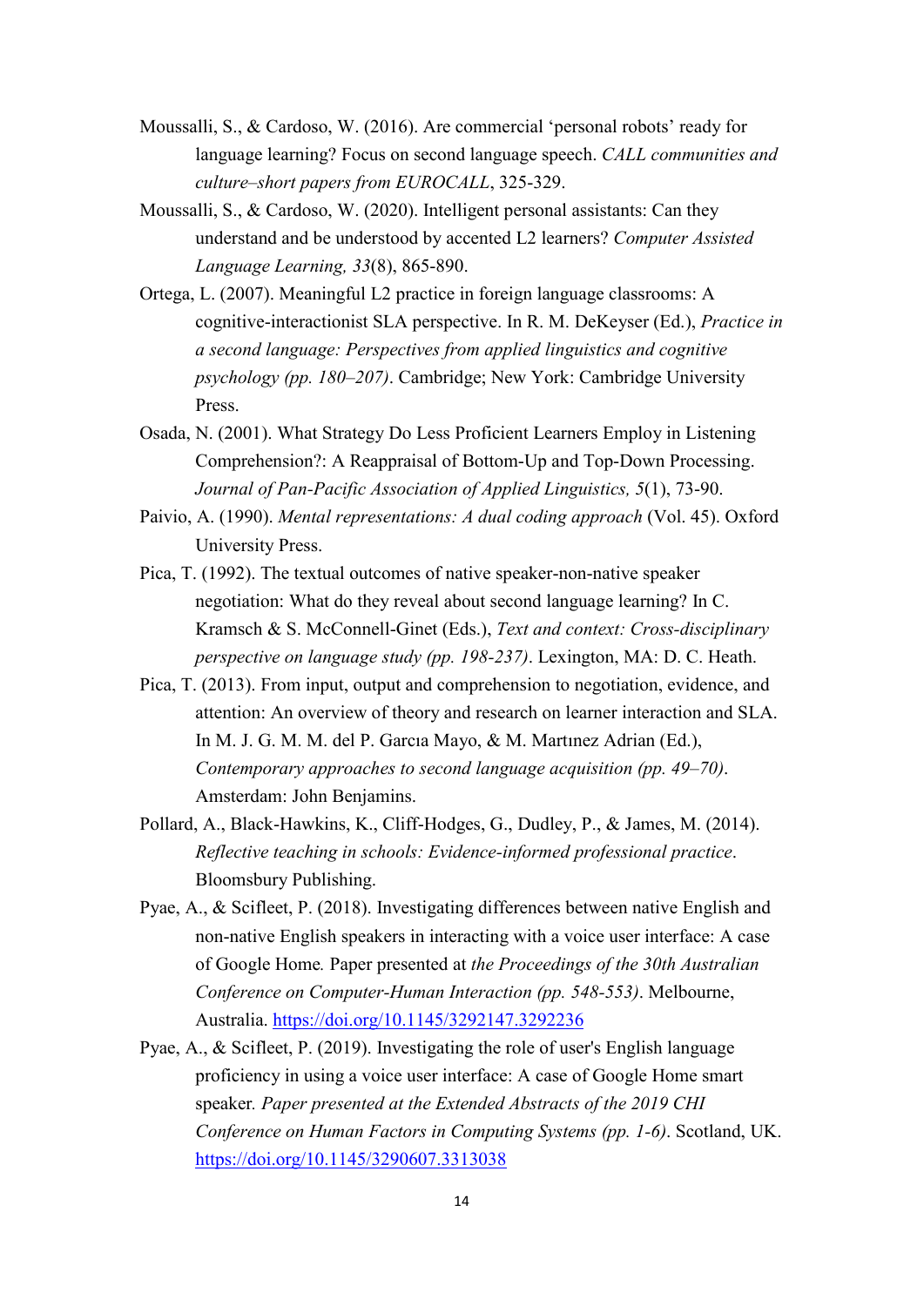Moussalli, S., & Cardoso, W. (2016). Are commercial 'personal robots' ready for language learning? Focus on second language speech. *CALL communities and culture–short papers from EUROCALL*, 325-329.

Moussalli, S., & Cardoso, W. (2020). Intelligent personal assistants: Can they understand and be understood by accented L2 learners? *Computer Assisted Language Learning, 33*(8), 865-890.

Ortega, L. (2007). Meaningful L2 practice in foreign language classrooms: A cognitive-interactionist SLA perspective. In R. M. DeKeyser (Ed.), *Practice in a second language: Perspectives from applied linguistics and cognitive psychology (pp. 180–207)*. Cambridge; New York: Cambridge University Press.

Osada, N. (2001). What Strategy Do Less Proficient Learners Employ in Listening Comprehension?: A Reappraisal of Bottom-Up and Top-Down Processing. *Journal of Pan-Pacific Association of Applied Linguistics, 5*(1), 73-90.

Paivio, A. (1990). *Mental representations: A dual coding approach* (Vol. 45). Oxford University Press.

Pica, T. (1992). The textual outcomes of native speaker-non-native speaker negotiation: What do they reveal about second language learning? In C. Kramsch & S. McConnell-Ginet (Eds.), *Text and context: Cross-disciplinary perspective on language study (pp. 198-237)*. Lexington, MA: D. C. Heath.

Pica, T. (2013). From input, output and comprehension to negotiation, evidence, and attention: An overview of theory and research on learner interaction and SLA. In M. J. G. M. M. del P. Garcıa Mayo, & M. Martınez Adrian (Ed.), *Contemporary approaches to second language acquisition (pp. 49–70)*. Amsterdam: John Benjamins.

Pollard, A., Black-Hawkins, K., Cliff-Hodges, G., Dudley, P., & James, M. (2014). *Reflective teaching in schools: Evidence-informed professional practice*. Bloomsbury Publishing.

Pyae, A., & Scifleet, P. (2018). Investigating differences between native English and non-native English speakers in interacting with a voice user interface: A case of Google Home*.* Paper presented at *the Proceedings of the 30th Australian Conference on Computer-Human Interaction (pp. 548-553)*. Melbourne, Australia. https://doi.org/10.1145/3292147.3292236

Pyae, A., & Scifleet, P. (2019). Investigating the role of user's English language proficiency in using a voice user interface: A case of Google Home smart speaker*. Paper presented at the Extended Abstracts of the 2019 CHI Conference on Human Factors in Computing Systems (pp. 1-6)*. Scotland, UK. https://doi.org/10.1145/3290607.3313038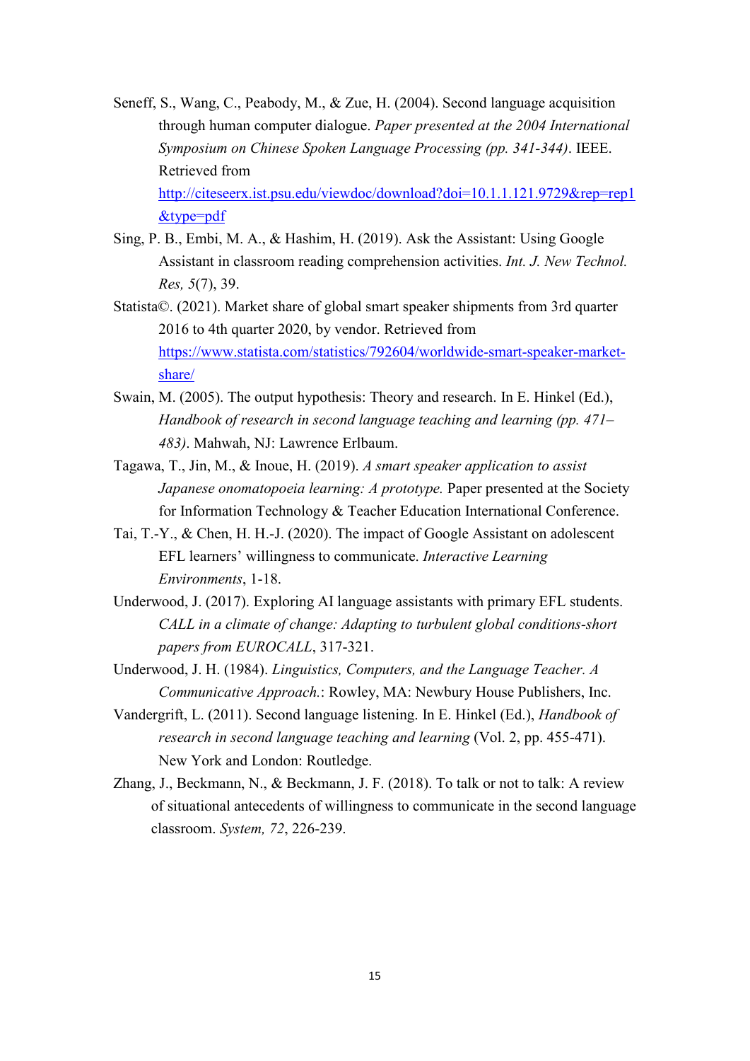Seneff, S., Wang, C., Peabody, M., & Zue, H. (2004). Second language acquisition through human computer dialogue. *Paper presented at the 2004 International Symposium on Chinese Spoken Language Processing (pp. 341-344)*. IEEE. Retrieved from http://citeseerx.ist.psu.edu/viewdoc/download?doi=10.1.1.121.9729&rep=rep1&type=pdf

Sing, P. B., Embi, M. A., & Hashim, H. (2019). Ask the Assistant: Using Google Assistant in classroom reading comprehension activities. *Int. J. New Technol. Res, 5*(7), 39.

Statista©. (2021). Market share of global smart speaker shipments from 3rd quarter 2016 to 4th quarter 2020, by vendor. Retrieved from https://www.statista.com/statistics/792604/worldwide-smart-speaker-market-share/

Swain, M. (2005). The output hypothesis: Theory and research. In E. Hinkel (Ed.), *Handbook of research in second language teaching and learning (pp. 471–483)*. Mahwah, NJ: Lawrence Erlbaum.

Tagawa, T., Jin, M., & Inoue, H. (2019). *A smart speaker application to assist Japanese onomatopoeia learning: A prototype.* Paper presented at the Society for Information Technology & Teacher Education International Conference.

Tai, T.-Y., & Chen, H. H.-J. (2020). The impact of Google Assistant on adolescent EFL learners' willingness to communicate. *Interactive Learning Environments*, 1-18.

Underwood, J. (2017). Exploring AI language assistants with primary EFL students. *CALL in a climate of change: Adapting to turbulent global conditions-short papers from EUROCALL*, 317-321.

Underwood, J. H. (1984). *Linguistics, Computers, and the Language Teacher. A Communicative Approach.*: Rowley, MA: Newbury House Publishers, Inc.

Vandergrift, L. (2011). Second language listening. In E. Hinkel (Ed.), *Handbook of research in second language teaching and learning* (Vol. 2, pp. 455-471). New York and London: Routledge.

Zhang, J., Beckmann, N., & Beckmann, J. F. (2018). To talk or not to talk: A review of situational antecedents of willingness to communicate in the second language classroom. *System, 72*, 226-239.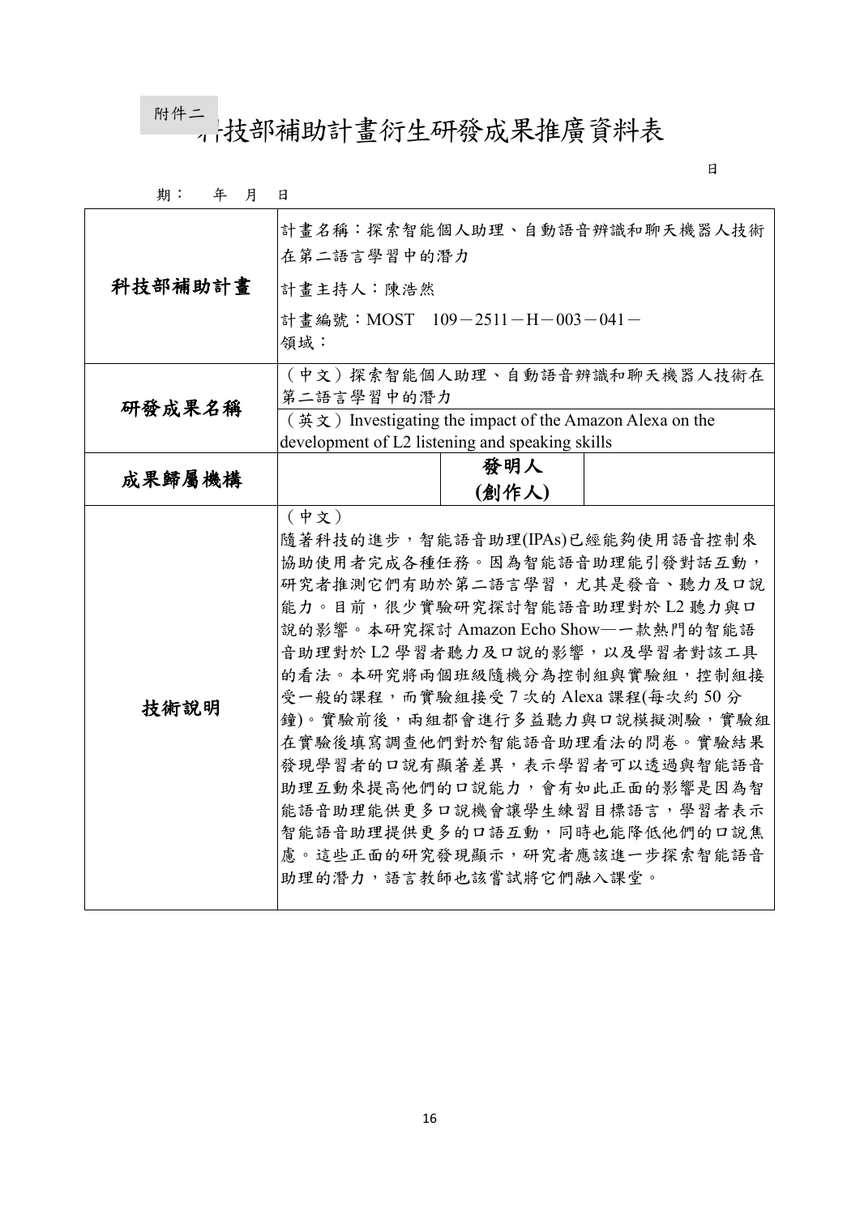附件二

# 科技部補助計畫衍生研發成果推廣資料表

日期： 年 月 日

| | | | |
|---|---|---|---|
| **科技部補助計畫** | 計畫名稱：探索智能個人助理、自動語音辨識和聊天機器人技術在第二語言學習中的潛力<br>計畫主持人：陳浩然<br>計畫編號：MOST 109－2511－H－003－041－<br>領域： | | |
| **研發成果名稱** | （中文）探索智能個人助理、自動語音辨識和聊天機器人技術在第二語言學習中的潛力<br>（英文）Investigating the impact of the Amazon Alexa on the development of L2 listening and speaking skills | | |
| **成果歸屬機構** | | **發明人(創作人)** | |
| **技術說明** | （中文）<br>隨著科技的進步，智能語音助理(IPAs)已經能夠使用語音控制來協助使用者完成各種任務。因為智能語音助理能引發對話互動，研究者推測它們有助於第二語言學習，尤其是發音、聽力及口說能力。目前，很少實驗研究探討智能語音助理對於 L2 聽力與口說的影響。本研究探討 Amazon Echo Show—一款熱門的智能語音助理對於 L2 學習者聽力及口說的影響，以及學習者對該工具的看法。本研究將兩個班級隨機分為控制組與實驗組，控制組接受一般的課程，而實驗組接受 7 次的 Alexa 課程(每次約 50 分鐘)。實驗前後，兩組都會進行多益聽力與口說模擬測驗，實驗組在實驗後填寫調查他們對於智能語音助理看法的問卷。實驗結果發現學習者的口說有顯著差異，表示學習者可以透過與智能語音助理互動來提高他們的口說能力，會有如此正面的影響是因為智能語音助理能供更多口說機會讓學生練習目標語言，學習者表示智能語音助理提供更多的口語互動，同時也能降低他們的口說焦慮。這些正面的研究發現顯示，研究者應該進一步探索智能語音助理的潛力，語言教師也該嘗試將它們融入課堂。 | | |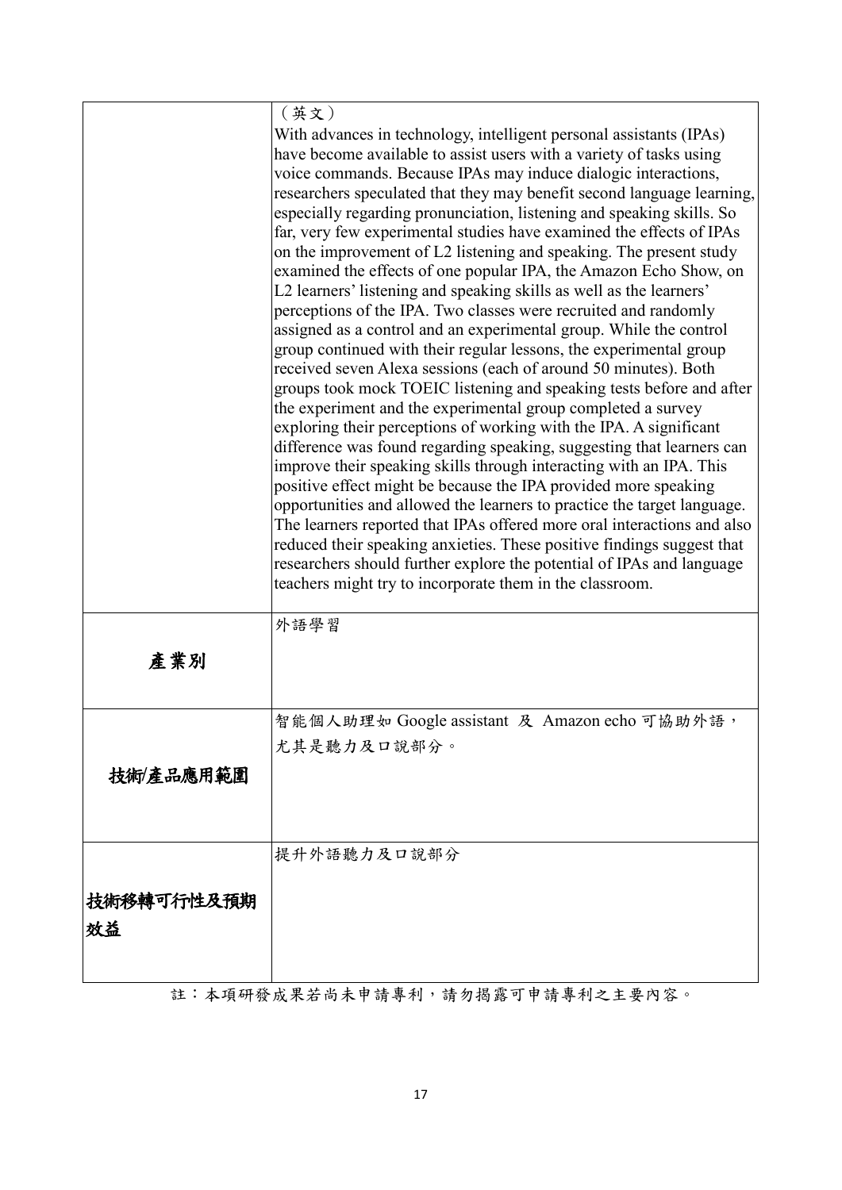| | |
|---|---|
| | （英文）<br>With advances in technology, intelligent personal assistants (IPAs) have become available to assist users with a variety of tasks using voice commands. Because IPAs may induce dialogic interactions, researchers speculated that they may benefit second language learning, especially regarding pronunciation, listening and speaking skills. So far, very few experimental studies have examined the effects of IPAs on the improvement of L2 listening and speaking. The present study examined the effects of one popular IPA, the Amazon Echo Show, on L2 learners' listening and speaking skills as well as the learners' perceptions of the IPA. Two classes were recruited and randomly assigned as a control and an experimental group. While the control group continued with their regular lessons, the experimental group received seven Alexa sessions (each of around 50 minutes). Both groups took mock TOEIC listening and speaking tests before and after the experiment and the experimental group completed a survey exploring their perceptions of working with the IPA. A significant difference was found regarding speaking, suggesting that learners can improve their speaking skills through interacting with an IPA. This positive effect might be because the IPA provided more speaking opportunities and allowed the learners to practice the target language. The learners reported that IPAs offered more oral interactions and also reduced their speaking anxieties. These positive findings suggest that researchers should further explore the potential of IPAs and language teachers might try to incorporate them in the classroom. |
| **產業別** | 外語學習 |
| **技術/產品應用範圍** | 智能個人助理如 Google assistant 及 Amazon echo 可協助外語，尤其是聽力及口說部分。 |
| **技術移轉可行性及預期效益** | 提升外語聽力及口說部分 |

註：本項研發成果若尚未申請專利，請勿揭露可申請專利之主要內容。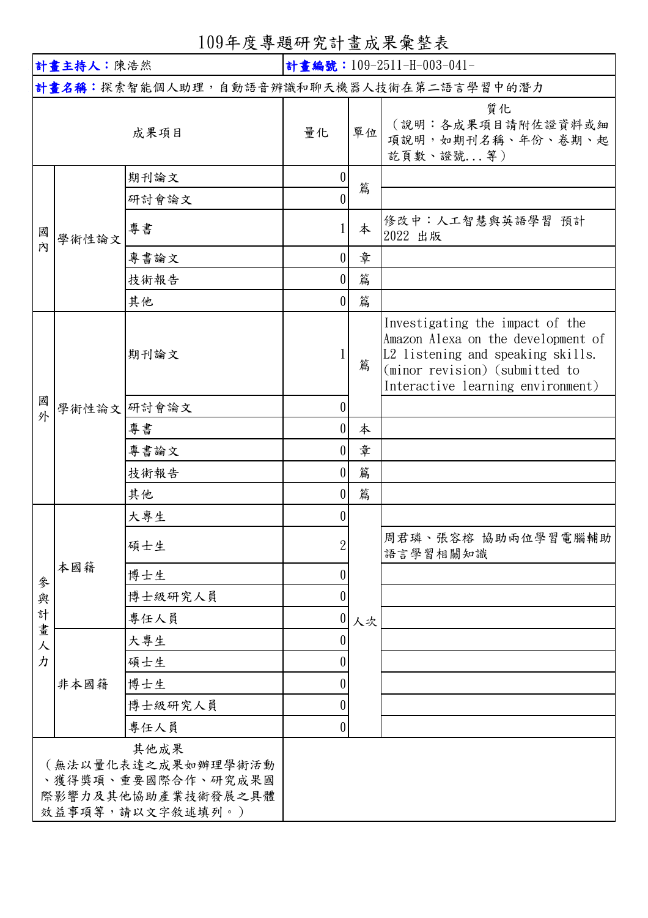# 109年度專題研究計畫成果彙整表

| **計畫主持人：**陳浩然 | | | **計畫編號：**109-2511-H-003-041- | | |
|---|---|---|---|---|---|
| **計畫名稱：**探索智能個人助理，自動語音辨識和聊天機器人技術在第二語言學習中的潛力 | | | | | |
| 成果項目 | | | 量化 | 單位 | 質化（說明：各成果項目請附佐證資料或細項說明，如期刊名稱、年份、卷期、起訖頁數、證號...等） |
| 國內 | 學術性論文 | 期刊論文 | 0 | 篇 | |
| | | 研討會論文 | 0 | | |
| | | 專書 | 1 | 本 | 修改中：人工智慧與英語學習 預計2022 出版 |
| | | 專書論文 | 0 | 章 | |
| | | 技術報告 | 0 | 篇 | |
| | | 其他 | 0 | 篇 | |
| 國外 | 學術性論文 | 期刊論文 | 1 | 篇 | Investigating the impact of the Amazon Alexa on the development of L2 listening and speaking skills. (minor revision) (submitted to Interactive learning environment) |
| | | 研討會論文 | 0 | | |
| | | 專書 | 0 | 本 | |
| | | 專書論文 | 0 | 章 | |
| | | 技術報告 | 0 | 篇 | |
| | | 其他 | 0 | 篇 | |
| 參與計畫人力 | 本國籍 | 大專生 | 0 | 人次 | |
| | | 碩士生 | 2 | | 周君璘、張容榕 協助兩位學習電腦輔助語言學習相關知識 |
| | | 博士生 | 0 | | |
| | | 博士級研究人員 | 0 | | |
| | | 專任人員 | 0 | | |
| | 非本國籍 | 大專生 | 0 | | |
| | | 碩士生 | 0 | | |
| | | 博士生 | 0 | | |
| | | 博士級研究人員 | 0 | | |
| | | 專任人員 | 0 | | |
| 其他成果（無法以量化表達之成果如辦理學術活動、獲得獎項、重要國際合作、研究成果國際影響力及其他協助產業技術發展之具體效益事項等，請以文字敘述填列。） | | | | | |